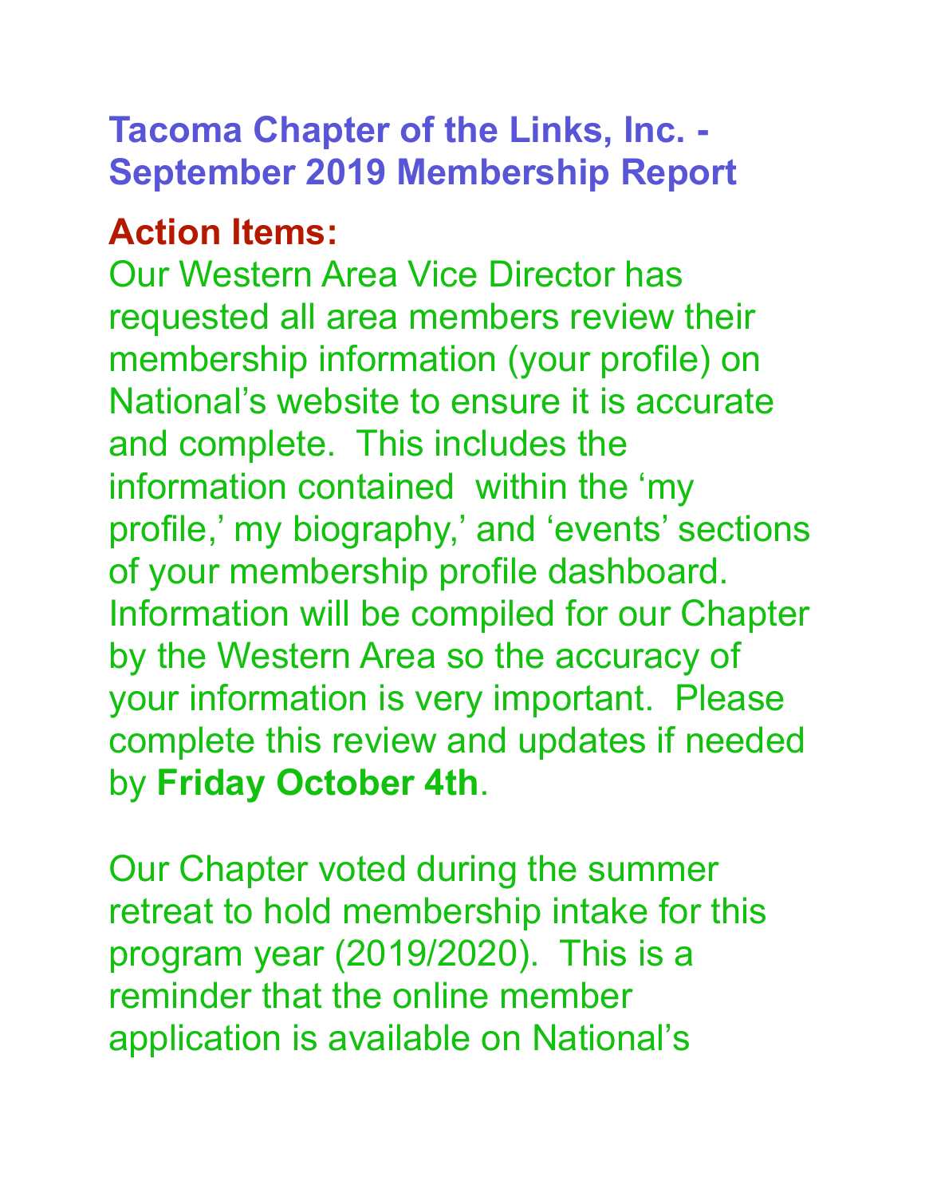# Tacoma Chapter of the Links, Inc. - September 2019 Membership Report

## Action Items:

Our Western Area Vice Director has requested all area members review their membership information (your profile) on National's website to ensure it is accurate and complete. This includes the information contained within the 'my profile,' my biography,' and 'events' sections of your membership profile dashboard. Information will be compiled for our Chapter by the Western Area so the accuracy of your information is very important. Please complete this review and updates if needed by **Friday October 4th**.

Our Chapter voted during the summer retreat to hold membership intake for this program year (2019/2020). This is a reminder that the online member application is available on National's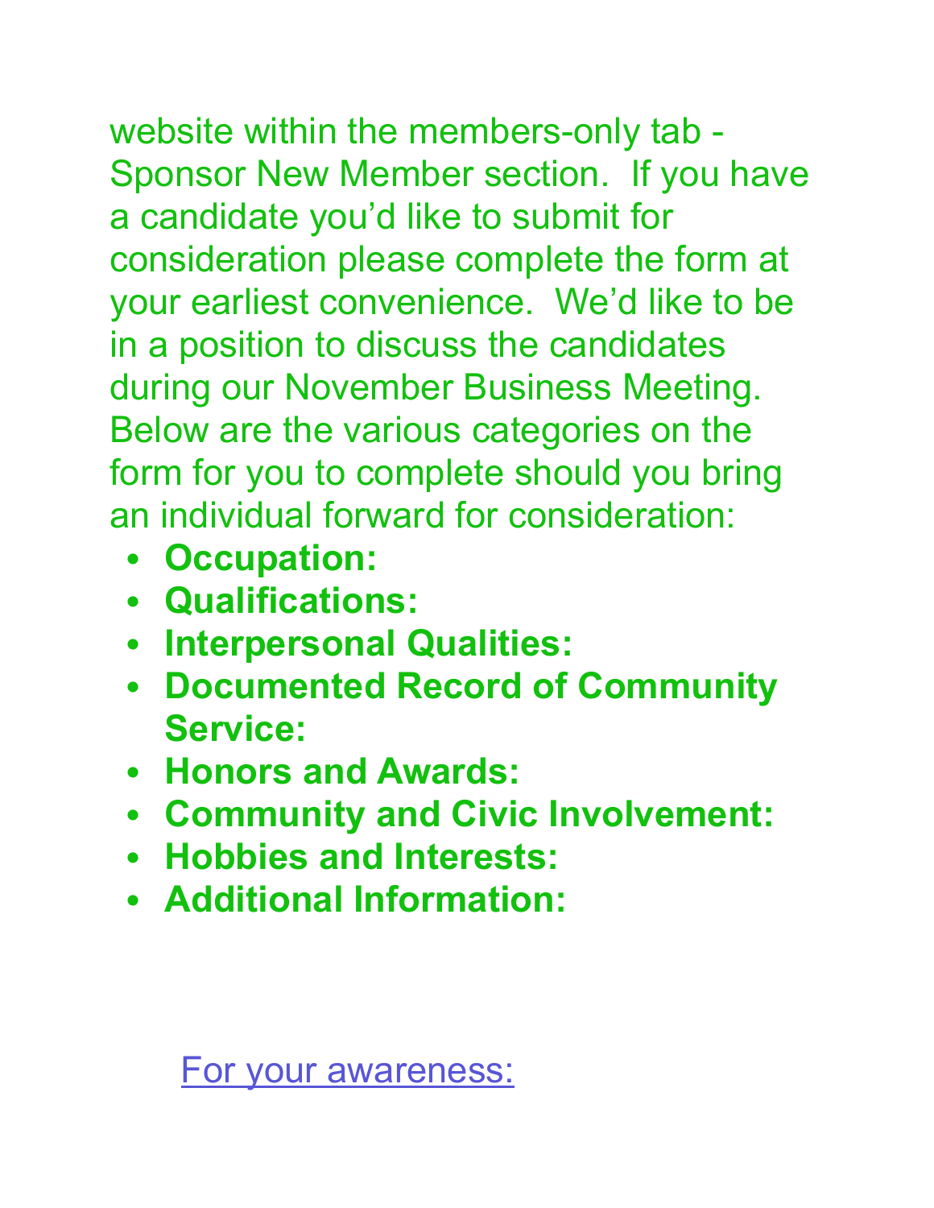website within the members-only tab - Sponsor New Member section. If you have a candidate you'd like to submit for consideration please complete the form at your earliest convenience. We'd like to be in a position to discuss the candidates during our November Business Meeting. Below are the various categories on the form for you to complete should you bring an individual forward for consideration:

- **Occupation:**
- **Qualifications:**
- **Interpersonal Qualities:**
- **Documented Record of Community Service:**
- **Honors and Awards:**
- **Community and Civic Involvement:**
- **Hobbies and Interests:**
- **Additional Information:**

For your awareness: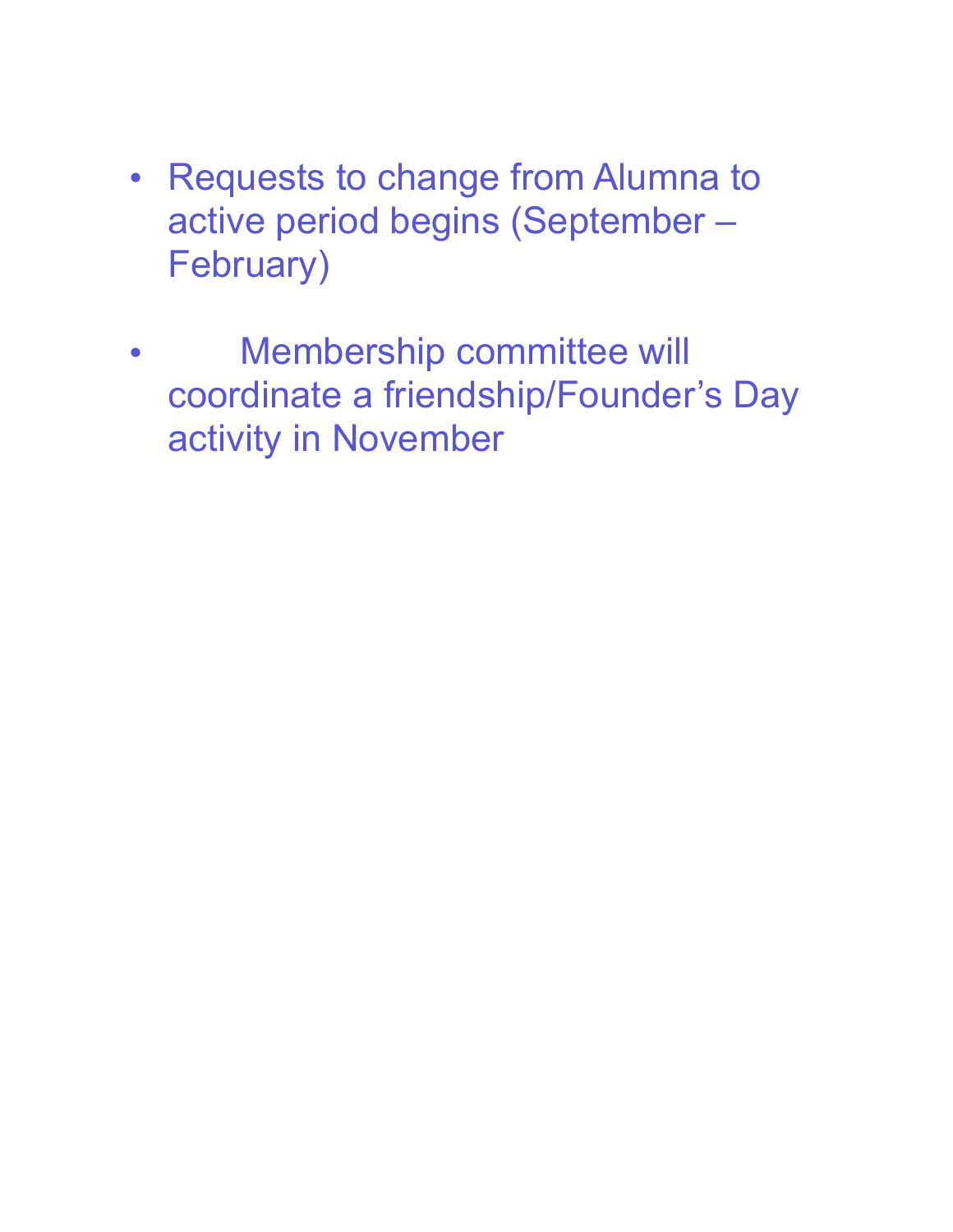- Requests to change from Alumna to active period begins (September – February)

- Membership committee will coordinate a friendship/Founder's Day activity in November